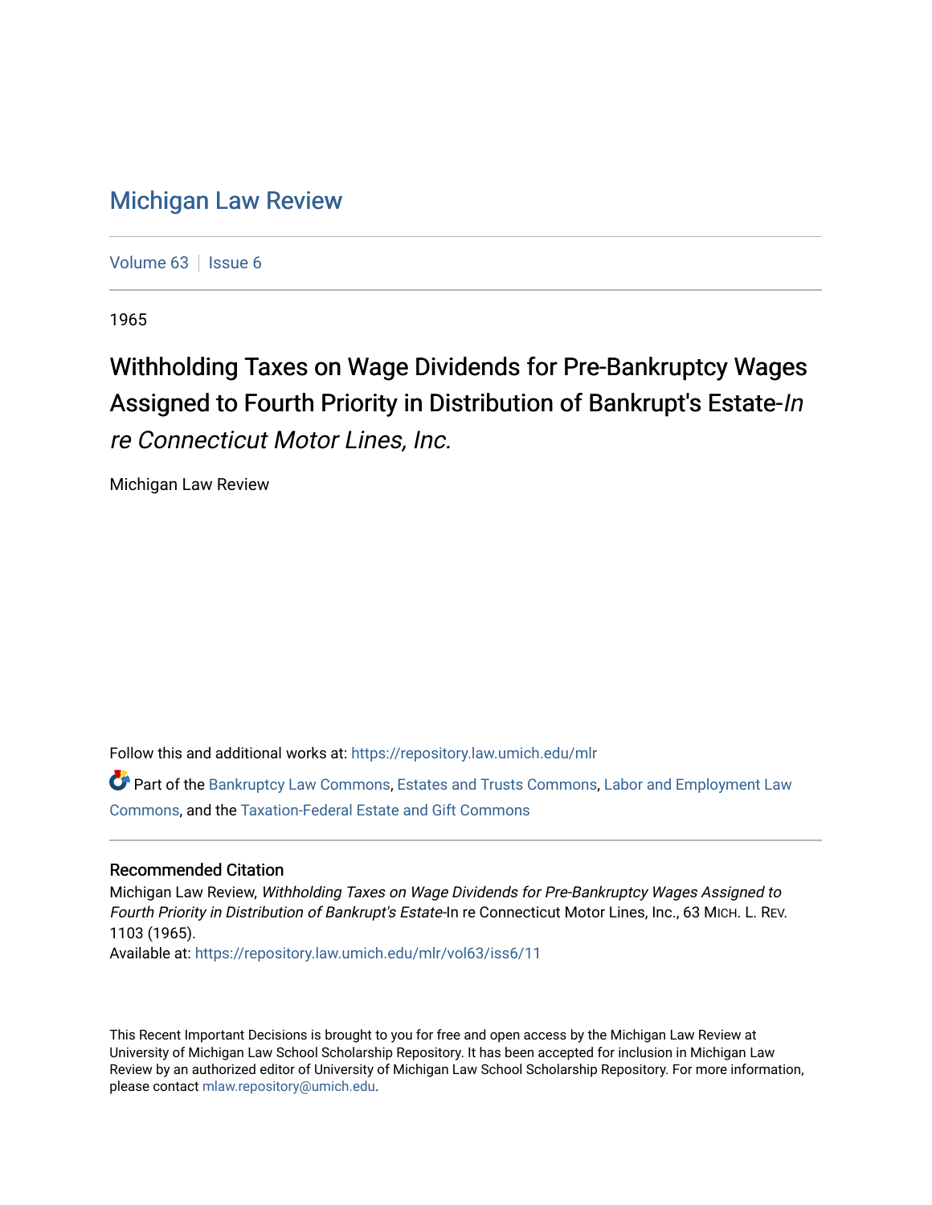# Michigan Law Review

Volume 63 | Issue 6

1965

## Withholding Taxes on Wage Dividends for Pre-Bankruptcy Wages Assigned to Fourth Priority in Distribution of Bankrupt's Estate-*In re Connecticut Motor Lines, Inc.*

Michigan Law Review

Follow this and additional works at: https://repository.law.umich.edu/mlr

Part of the Bankruptcy Law Commons, Estates and Trusts Commons, Labor and Employment Law Commons, and the Taxation-Federal Estate and Gift Commons

### Recommended Citation

Michigan Law Review, *Withholding Taxes on Wage Dividends for Pre-Bankruptcy Wages Assigned to Fourth Priority in Distribution of Bankrupt's Estate*-In re Connecticut Motor Lines, Inc., 63 MICH. L. REV. 1103 (1965).

Available at: https://repository.law.umich.edu/mlr/vol63/iss6/11

This Recent Important Decisions is brought to you for free and open access by the Michigan Law Review at University of Michigan Law School Scholarship Repository. It has been accepted for inclusion in Michigan Law Review by an authorized editor of University of Michigan Law School Scholarship Repository. For more information, please contact mlaw.repository@umich.edu.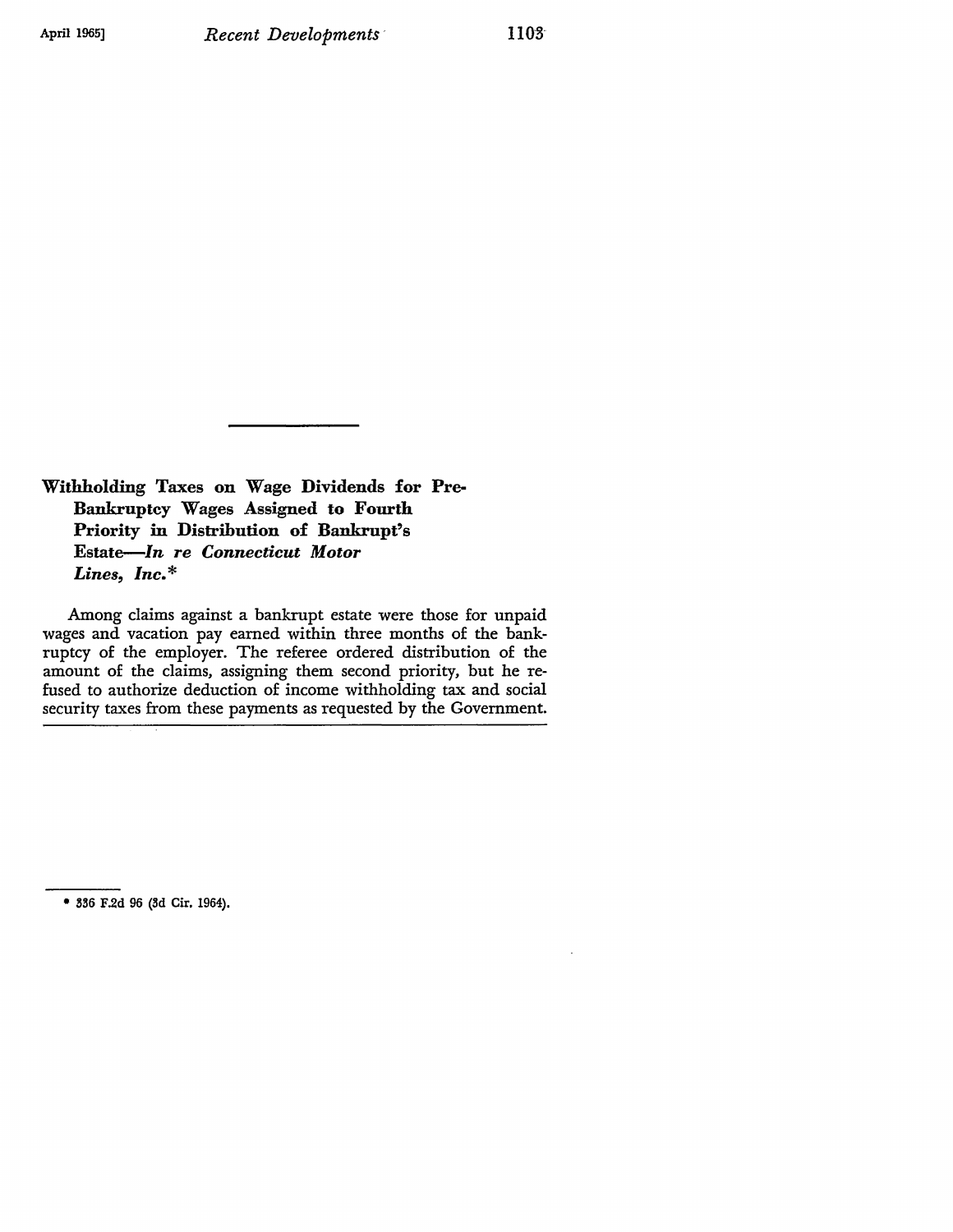## Withholding Taxes on Wage Dividends for Pre-Bankruptcy Wages Assigned to Fourth Priority in Distribution of Bankrupt's Estate—*In re Connecticut Motor Lines, Inc.*[*]

Among claims against a bankrupt estate were those for unpaid wages and vacation pay earned within three months of the bankruptcy of the employer. The referee ordered distribution of the amount of the claims, assigning them second priority, but he refused to authorize deduction of income withholding tax and social security taxes from these payments as requested by the Government.

---

[*] 336 F.2d 96 (3d Cir. 1964).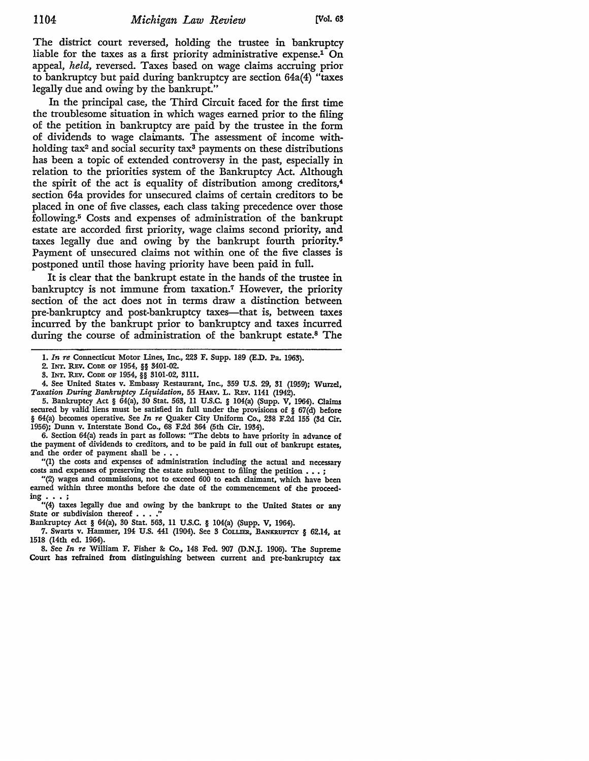The district court reversed, holding the trustee in bankruptcy liable for the taxes as a first priority administrative expense.[1] On appeal, *held*, reversed. Taxes based on wage claims accruing prior to bankruptcy but paid during bankruptcy are section 64a(4) "taxes legally due and owing by the bankrupt."

In the principal case, the Third Circuit faced for the first time the troublesome situation in which wages earned prior to the filing of the petition in bankruptcy are paid by the trustee in the form of dividends to wage claimants. The assessment of income withholding tax[2] and social security tax[3] payments on these distributions has been a topic of extended controversy in the past, especially in relation to the priorities system of the Bankruptcy Act. Although the spirit of the act is equality of distribution among creditors,[4] section 64a provides for unsecured claims of certain creditors to be placed in one of five classes, each class taking precedence over those following.[5] Costs and expenses of administration of the bankrupt estate are accorded first priority, wage claims second priority, and taxes legally due and owing by the bankrupt fourth priority.[6] Payment of unsecured claims not within one of the five classes is postponed until those having priority have been paid in full.

It is clear that the bankrupt estate in the hands of the trustee in bankruptcy is not immune from taxation.[7] However, the priority section of the act does not in terms draw a distinction between pre-bankruptcy and post-bankruptcy taxes—that is, between taxes incurred by the bankrupt prior to bankruptcy and taxes incurred during the course of administration of the bankrupt estate.[8] The

---

1. *In re* Connecticut Motor Lines, Inc., 223 F. Supp. 189 (E.D. Pa. 1963).

2. INT. REV. CODE OF 1954, §§ 3401-02.

3. INT. REV. CODE OF 1954, §§ 3101-02, 3111.

4. See United States v. Embassy Restaurant, Inc., 359 U.S. 29, 31 (1959); Wurzel, *Taxation During Bankruptcy Liquidation*, 55 HARV. L. REV. 1141 (1942).

5. Bankruptcy Act § 64(a), 30 Stat. 563, 11 U.S.C. § 104(a) (Supp. V, 1964). Claims secured by valid liens must be satisfied in full under the provisions of § 67(d) before § 64(a) becomes operative. See *In re* Quaker City Uniform Co., 238 F.2d 155 (3d Cir. 1956); Dunn v. Interstate Bond Co., 68 F.2d 364 (5th Cir. 1934).

6. Section 64(a) reads in part as follows: "The debts to have priority in advance of the payment of dividends to creditors, and to be paid in full out of bankrupt estates, and the order of payment shall be . . .

"(1) the costs and expenses of administration including the actual and necessary costs and expenses of preserving the estate subsequent to filing the petition . . . ;

"(2) wages and commissions, not to exceed 600 to each claimant, which have been earned within three months before the date of the commencement of the proceeding . . . ;

"(4) taxes legally due and owing by the bankrupt to the United States or any State or subdivision thereof . . . ."

Bankruptcy Act § 64(a), 30 Stat. 563, 11 U.S.C. § 104(a) (Supp. V, 1964).

7. Swarts v. Hammer, 194 U.S. 441 (1904). See 3 COLLIER, BANKRUPTCY § 62.14, at 1518 (14th ed. 1964).

8. See *In re* William F. Fisher & Co., 148 Fed. 907 (D.N.J. 1906). The Supreme Court has refrained from distinguishing between current and pre-bankruptcy tax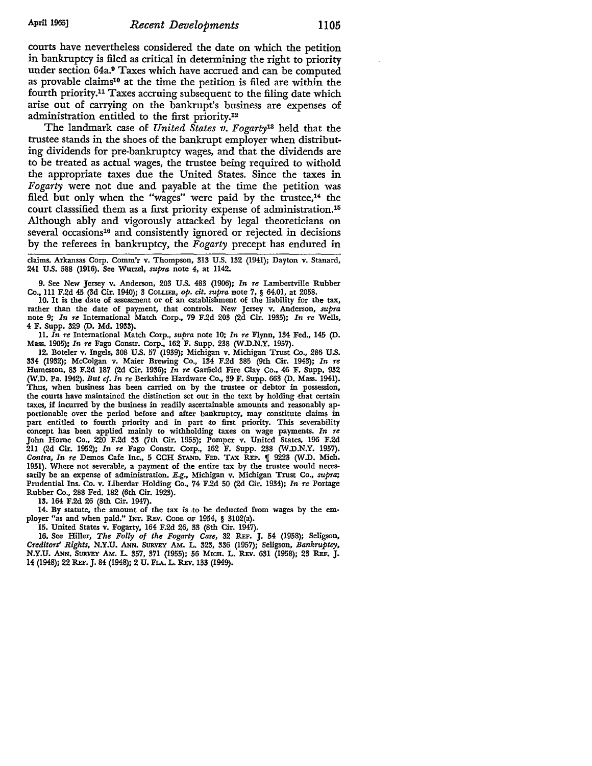courts have nevertheless considered the date on which the petition in bankruptcy is filed as critical in determining the right to priority under section 64a.[9] Taxes which have accrued and can be computed as provable claims[10] at the time the petition is filed are within the fourth priority.[11] Taxes accruing subsequent to the filing date which arise out of carrying on the bankrupt's business are expenses of administration entitled to the first priority.[12]

The landmark case of *United States v. Fogarty*[13] held that the trustee stands in the shoes of the bankrupt employer when distributing dividends for pre-bankruptcy wages, and that the dividends are to be treated as actual wages, the trustee being required to withold the appropriate taxes due the United States. Since the taxes in *Fogarty* were not due and payable at the time the petition was filed but only when the "wages" were paid by the trustee,[14] the court classsified them as a first priority expense of administration.[15] Although ably and vigorously attacked by legal theoreticians on several occasions[16] and consistently ignored or rejected in decisions by the referees in bankruptcy, the *Fogarty* precept has endured in

claims. Arkansas Corp. Comm'r v. Thompson, 313 U.S. 132 (1941); Dayton v. Stanard, 241 U.S. 588 (1916). See Wurzel, *supra* note 4, at 1142.

9. See New Jersey v. Anderson, 203 U.S. 483 (1906); *In re* Lambertville Rubber Co., 111 F.2d 45 (3d Cir. 1940); 3 COLLIER, *op. cit. supra* note 7, § 64.01, at 2058.

10. It is the date of assessment or of an establishment of the liability for the tax, rather than the date of payment, that controls. New Jersey v. Anderson, *supra* note 9; *In re* International Match Corp., 79 F.2d 203 (2d Cir. 1935); *In re* Wells, 4 F. Supp. 329 (D. Md. 1933).

11. *In re* International Match Corp., *supra* note 10; *In re* Flynn, 134 Fed., 145 (D. Mass. 1905); *In re* Fago Constr. Corp., 162 F. Supp. 238 (W.D.N.Y. 1957).

12. Boteler v. Ingels, 308 U.S. 57 (1939); Michigan v. Michigan Trust Co., 286 U.S. 334 (1932); McColgan v. Maier Brewing Co., 134 F.2d 385 (9th Cir. 1943); *In re* Humeston, 83 F.2d 187 (2d Cir. 1936); *In re* Garfield Fire Clay Co., 46 F. Supp. 932 (W.D. Pa. 1942). *But cf. In re* Berkshire Hardware Co., 39 F. Supp. 663 (D. Mass. 1941). Thus, when business has been carried on by the trustee or debtor in possession, the courts have maintained the distinction set out in the text by holding that certain taxes, if incurred by the business in readily ascertainable amounts and reasonably apportionable over the period before and after bankruptcy, may constitute claims in part entitled to fourth priority and in part to first priority. This severability concept has been applied mainly to withholding taxes on wage payments. *In re* John Horne Co., 220 F.2d 33 (7th Cir. 1955); Pomper v. United States, 196 F.2d 211 (2d Cir. 1952); *In re* Fago Constr. Corp., 162 F. Supp. 238 (W.D.N.Y. 1957). *Contra, In re* Demos Cafe Inc., 5 CCH STAND. FED. TAX REP. ¶ 9223 (W.D. Mich. 1951). Where not severable, a payment of the entire tax by the trustee would necessarily be an expense of administration. *E.g.*, Michigan v. Michigan Trust Co., *supra*; Prudential Ins. Co. v. Liberdar Holding Co., 74 F.2d 50 (2d Cir. 1934); *In re* Portage Rubber Co., 288 Fed. 182 (6th Cir. 1923).

13. 164 F.2d 26 (8th Cir. 1947).

14. By statute, the amount of the tax is to be deducted from wages by the employer "as and when paid." INT. REV. CODE OF 1954, § 3102(a).

15. United States v. Fogarty, 164 F.2d 26, 33 (8th Cir. 1947).

16. See Hiller, *The Folly of the Fogarty Case*, 32 REF. J. 54 (1958); Seligson, *Creditors' Rights*, N.Y.U. ANN. SURVEY AM. L. 323, 336 (1957); Seligson, *Bankruptcy*, N.Y.U. ANN. SURVEY AM. L. 357, 371 (1955); 56 MICH. L. REV. 631 (1958); 23 REF. J. 14 (1948); 22 REF. J. 84 (1948); 2 U. FLA. L. REV. 133 (1949).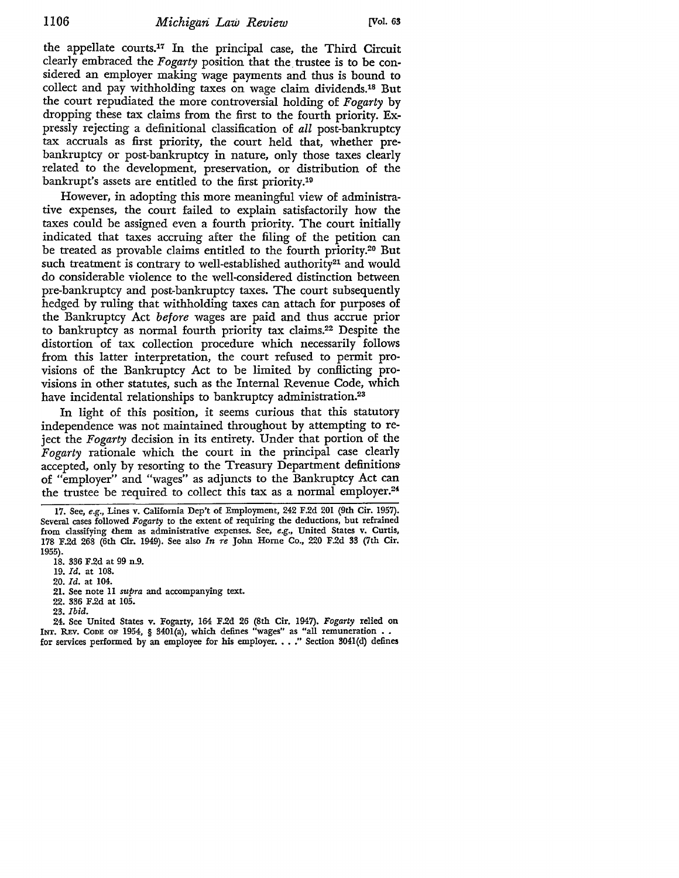the appellate courts.[17] In the principal case, the Third Circuit clearly embraced the *Fogarty* position that the trustee is to be considered an employer making wage payments and thus is bound to collect and pay withholding taxes on wage claim dividends.[18] But the court repudiated the more controversial holding of *Fogarty* by dropping these tax claims from the first to the fourth priority. Expressly rejecting a definitional classification of *all* post-bankruptcy tax accruals as first priority, the court held that, whether pre-bankruptcy or post-bankruptcy in nature, only those taxes clearly related to the development, preservation, or distribution of the bankrupt's assets are entitled to the first priority.[19]

However, in adopting this more meaningful view of administrative expenses, the court failed to explain satisfactorily how the taxes could be assigned even a fourth priority. The court initially indicated that taxes accruing after the filing of the petition can be treated as provable claims entitled to the fourth priority.[20] But such treatment is contrary to well-established authority[21] and would do considerable violence to the well-considered distinction between pre-bankruptcy and post-bankruptcy taxes. The court subsequently hedged by ruling that withholding taxes can attach for purposes of the Bankruptcy Act *before* wages are paid and thus accrue prior to bankruptcy as normal fourth priority tax claims.[22] Despite the distortion of tax collection procedure which necessarily follows from this latter interpretation, the court refused to permit provisions of the Bankruptcy Act to be limited by conflicting provisions in other statutes, such as the Internal Revenue Code, which have incidental relationships to bankruptcy administration.[23]

In light of this position, it seems curious that this statutory independence was not maintained throughout by attempting to reject the *Fogarty* decision in its entirety. Under that portion of the *Fogarty* rationale which the court in the principal case clearly accepted, only by resorting to the Treasury Department definitions of "employer" and "wages" as adjuncts to the Bankruptcy Act can the trustee be required to collect this tax as a normal employer.[24]

---

17. See, *e.g.*, Lines v. California Dep't of Employment, 242 F.2d 201 (9th Cir. 1957). Several cases followed *Fogarty* to the extent of requiring the deductions, but refrained from classifying them as administrative expenses. See, *e.g.*, United States v. Curtis, 178 F.2d 268 (6th Cir. 1949). See also *In re* John Horne Co., 220 F.2d 33 (7th Cir. 1955).

18. 336 F.2d at 99 n.9.

19. *Id.* at 108.

20. *Id.* at 104.

21. See note 11 *supra* and accompanying text.

22. 336 F.2d at 105.

23. *Ibid.*

24. See United States v. Fogarty, 164 F.2d 26 (8th Cir. 1947). *Fogarty* relied on INT. REV. CODE OF 1954, § 3401(a), which defines "wages" as "all remuneration . . for services performed by an employee for his employer. . . ." Section 3041(d) defines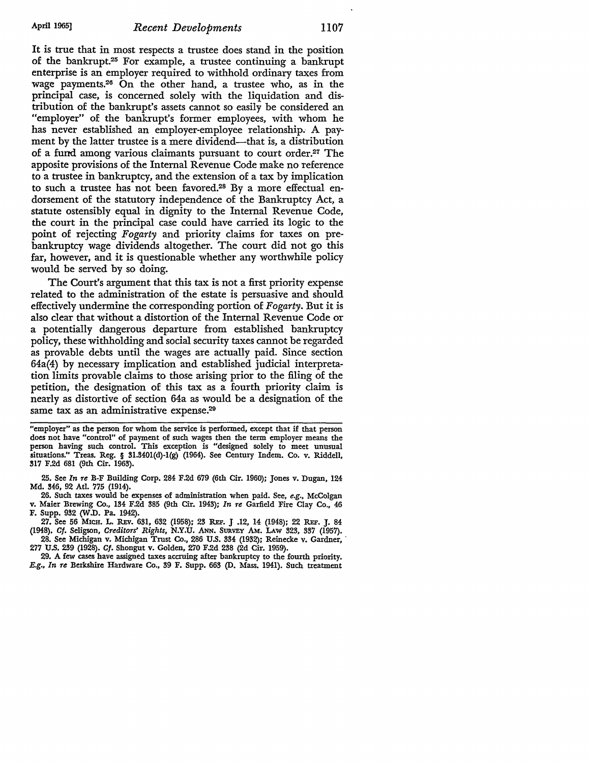It is true that in most respects a trustee does stand in the position of the bankrupt.[25] For example, a trustee continuing a bankrupt enterprise is an employer required to withhold ordinary taxes from wage payments.[26] On the other hand, a trustee who, as in the principal case, is concerned solely with the liquidation and distribution of the bankrupt's assets cannot so easily be considered an "employer" of the bankrupt's former employees, with whom he has never established an employer-employee relationship. A payment by the latter trustee is a mere dividend—that is, a distribution of a fund among various claimants pursuant to court order.[27] The apposite provisions of the Internal Revenue Code make no reference to a trustee in bankruptcy, and the extension of a tax by implication to such a trustee has not been favored.[28] By a more effectual endorsement of the statutory independence of the Bankruptcy Act, a statute ostensibly equal in dignity to the Internal Revenue Code, the court in the principal case could have carried its logic to the point of rejecting *Fogarty* and priority claims for taxes on pre-bankruptcy wage dividends altogether. The court did not go this far, however, and it is questionable whether any worthwhile policy would be served by so doing.

The Court's argument that this tax is not a first priority expense related to the administration of the estate is persuasive and should effectively undermine the corresponding portion of *Fogarty*. But it is also clear that without a distortion of the Internal Revenue Code or a potentially dangerous departure from established bankruptcy policy, these withholding and social security taxes cannot be regarded as provable debts until the wages are actually paid. Since section 64a(4) by necessary implication and established judicial interpretation limits provable claims to those arising prior to the filing of the petition, the designation of this tax as a fourth priority claim is nearly as distortive of section 64a as would be a designation of the same tax as an administrative expense.[29]

---

"employer" as the person for whom the service is performed, except that if that person does not have "control" of payment of such wages then the term employer means the person having such control. This exception is "designed solely to meet unusual situations." Treas. Reg. § 31.3401(d)-1(g) (1964). See Century Indem. Co. v. Riddell, 317 F.2d 681 (9th Cir. 1963).

25. See *In re* B-F Building Corp. 284 F.2d 679 (6th Cir. 1960); Jones v. Dugan, 124 Md. 346, 92 Atl. 775 (1914).

26. Such taxes would be expenses of administration when paid. See, *e.g.*, McColgan v. Maier Brewing Co., 134 F.2d 385 (9th Cir. 1943); *In re* Garfield Fire Clay Co., 46 F. Supp. 932 (W.D. Pa. 1942).

27. See 56 MICH. L. REV. 631, 632 (1958); 23 REF. J .12, 14 (1948); 22 REF. J. 84 (1948). *Cf.* Seligson, *Creditors' Rights*, N.Y.U. ANN. SURVEY AM. LAW 323, 337 (1957).

28. See Michigan v. Michigan Trust Co., 286 U.S. 334 (1932); Reinecke v. Gardner, 277 U.S. 239 (1928). *Cf.* Shongut v. Golden, 270 F.2d 238 (2d Cir. 1959).

29. A few cases have assigned taxes accruing after bankruptcy to the fourth priority. *E.g., In re* Berkshire Hardware Co., 39 F. Supp. 663 (D. Mass. 1941). Such treatment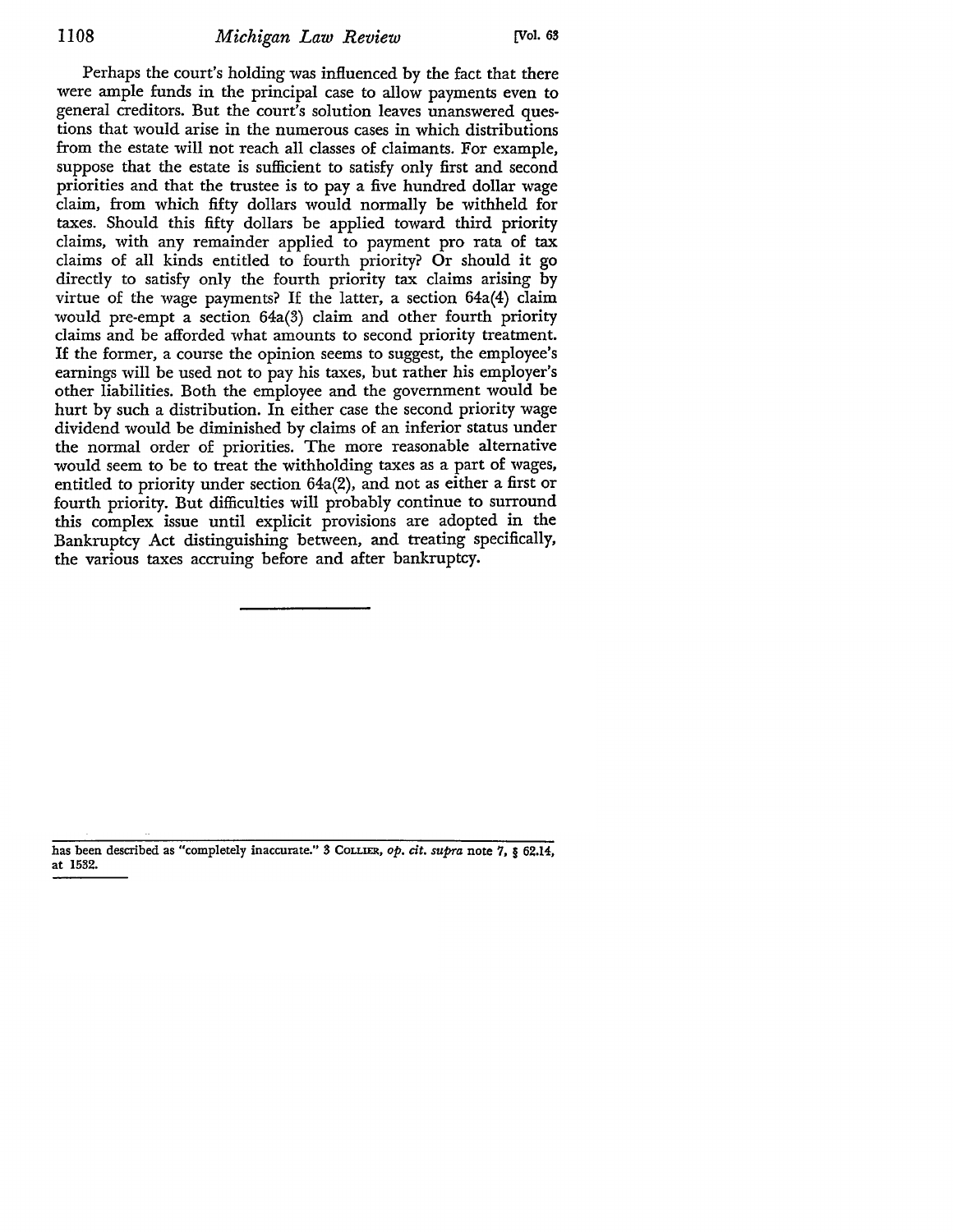Perhaps the court's holding was influenced by the fact that there were ample funds in the principal case to allow payments even to general creditors. But the court's solution leaves unanswered questions that would arise in the numerous cases in which distributions from the estate will not reach all classes of claimants. For example, suppose that the estate is sufficient to satisfy only first and second priorities and that the trustee is to pay a five hundred dollar wage claim, from which fifty dollars would normally be withheld for taxes. Should this fifty dollars be applied toward third priority claims, with any remainder applied to payment pro rata of tax claims of all kinds entitled to fourth priority? Or should it go directly to satisfy only the fourth priority tax claims arising by virtue of the wage payments? If the latter, a section 64a(4) claim would pre-empt a section 64a(3) claim and other fourth priority claims and be afforded what amounts to second priority treatment. If the former, a course the opinion seems to suggest, the employee's earnings will be used not to pay his taxes, but rather his employer's other liabilities. Both the employee and the government would be hurt by such a distribution. In either case the second priority wage dividend would be diminished by claims of an inferior status under the normal order of priorities. The more reasonable alternative would seem to be to treat the withholding taxes as a part of wages, entitled to priority under section 64a(2), and not as either a first or fourth priority. But difficulties will probably continue to surround this complex issue until explicit provisions are adopted in the Bankruptcy Act distinguishing between, and treating specifically, the various taxes accruing before and after bankruptcy.

---

has been described as "completely inaccurate." 3 COLLIER, *op. cit. supra* note 7, § 62.14, at 1532.